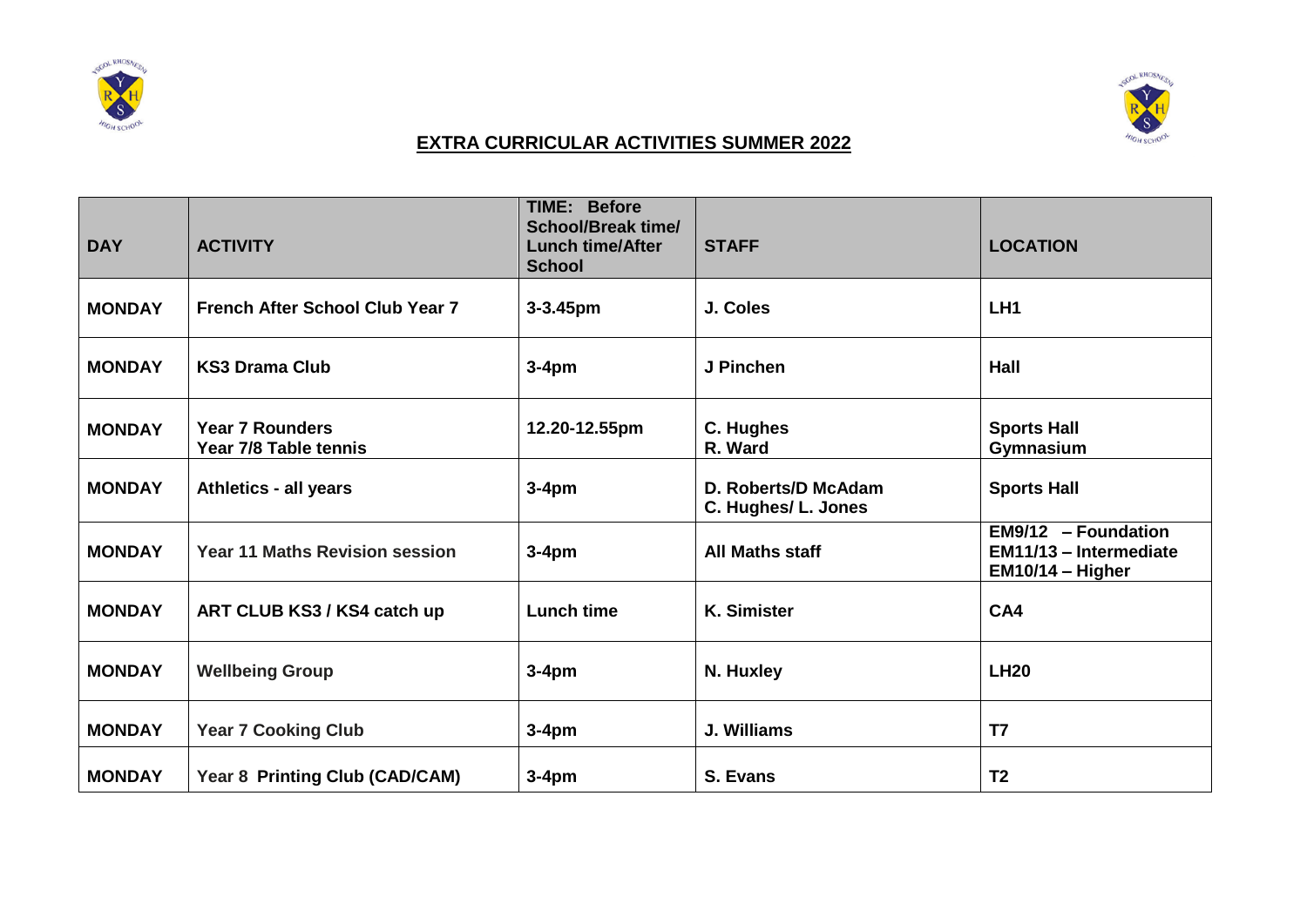## EXTRA CURRICULAR ACTIVITIES SUMMER 2022

| DAY | ACTIVITY | TIME: Before School/Break time/ Lunch time/After School | STAFF | LOCATION |
|---|---|---|---|---|
| MONDAY | French After School Club Year 7 | 3-3.45pm | J. Coles | LH1 |
| MONDAY | KS3 Drama Club | 3-4pm | J Pinchen | Hall |
| MONDAY | Year 7 Rounders<br>Year 7/8 Table tennis | 12.20-12.55pm | C. Hughes<br>R. Ward | Sports Hall<br>Gymnasium |
| MONDAY | Athletics - all years | 3-4pm | D. Roberts/D McAdam<br>C. Hughes/ L. Jones | Sports Hall |
| MONDAY | Year 11 Maths Revision session | 3-4pm | All Maths staff | EM9/12 – Foundation<br>EM11/13 – Intermediate<br>EM10/14 – Higher |
| MONDAY | ART CLUB KS3 / KS4 catch up | Lunch time | K. Simister | CA4 |
| MONDAY | Wellbeing Group | 3-4pm | N. Huxley | LH20 |
| MONDAY | Year 7 Cooking Club | 3-4pm | J. Williams | T7 |
| MONDAY | Year 8 Printing Club (CAD/CAM) | 3-4pm | S. Evans | T2 |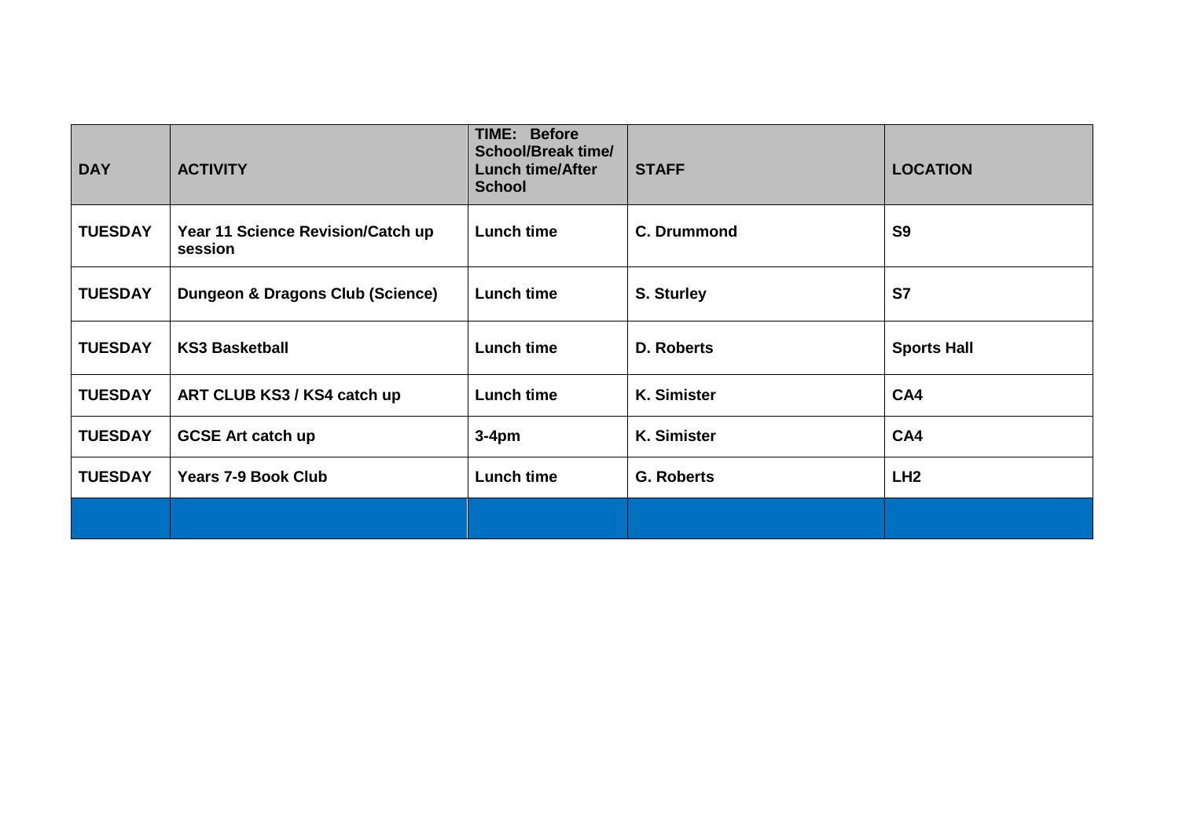| DAY | ACTIVITY | TIME: Before School/Break time/ Lunch time/After School | STAFF | LOCATION |
|---|---|---|---|---|
| TUESDAY | Year 11 Science Revision/Catch up session | Lunch time | C. Drummond | S9 |
| TUESDAY | Dungeon & Dragons Club (Science) | Lunch time | S. Sturley | S7 |
| TUESDAY | KS3 Basketball | Lunch time | D. Roberts | Sports Hall |
| TUESDAY | ART CLUB KS3 / KS4 catch up | Lunch time | K. Simister | CA4 |
| TUESDAY | GCSE Art catch up | 3-4pm | K. Simister | CA4 |
| TUESDAY | Years 7-9 Book Club | Lunch time | G. Roberts | LH2 |
| | | | | |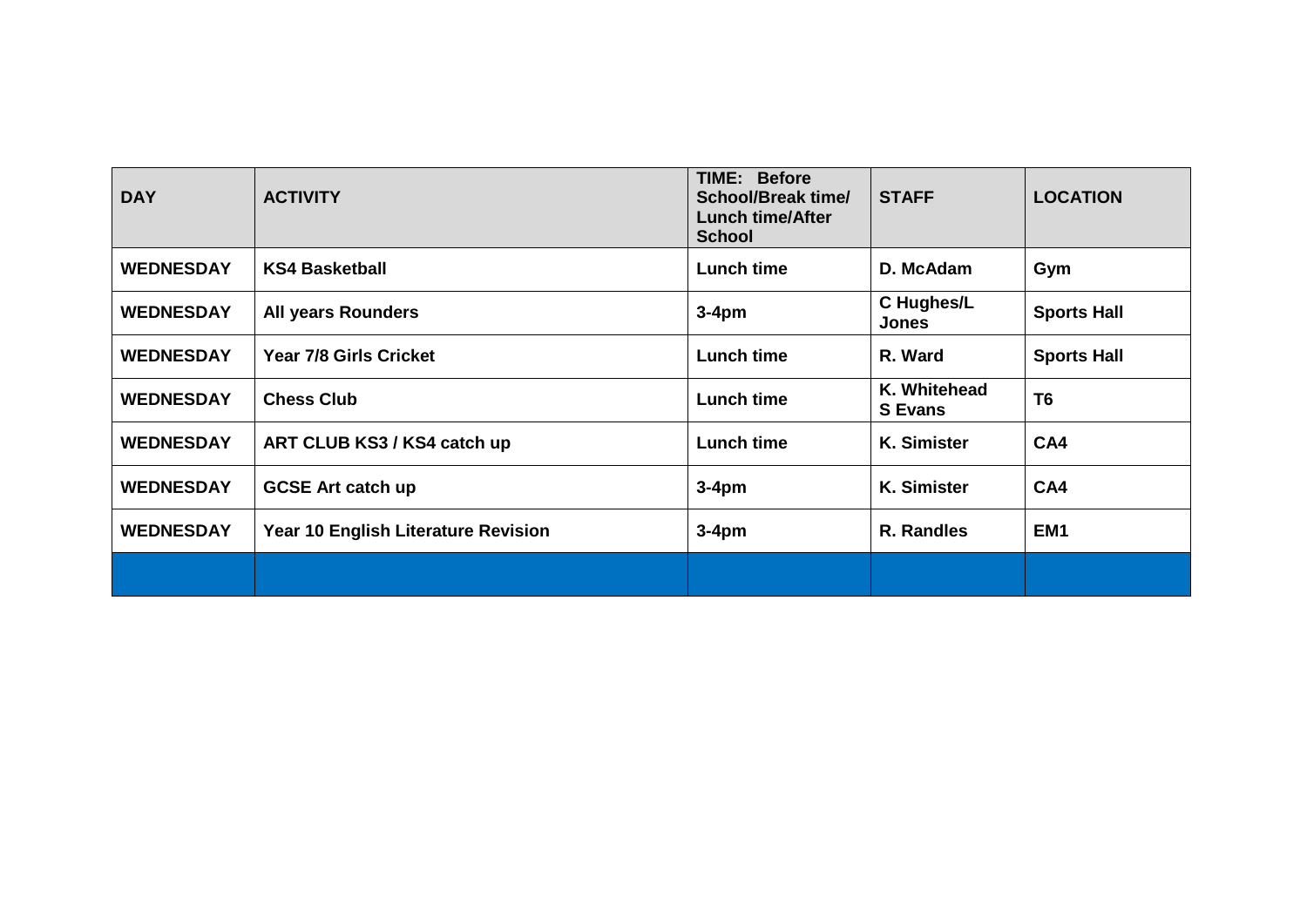| DAY | ACTIVITY | TIME: Before School/Break time/ Lunch time/After School | STAFF | LOCATION |
|---|---|---|---|---|
| WEDNESDAY | KS4 Basketball | Lunch time | D. McAdam | Gym |
| WEDNESDAY | All years Rounders | 3-4pm | C Hughes/L Jones | Sports Hall |
| WEDNESDAY | Year 7/8 Girls Cricket | Lunch time | R. Ward | Sports Hall |
| WEDNESDAY | Chess Club | Lunch time | K. Whitehead S Evans | T6 |
| WEDNESDAY | ART CLUB KS3 / KS4 catch up | Lunch time | K. Simister | CA4 |
| WEDNESDAY | GCSE Art catch up | 3-4pm | K. Simister | CA4 |
| WEDNESDAY | Year 10 English Literature Revision | 3-4pm | R. Randles | EM1 |
| | | | | |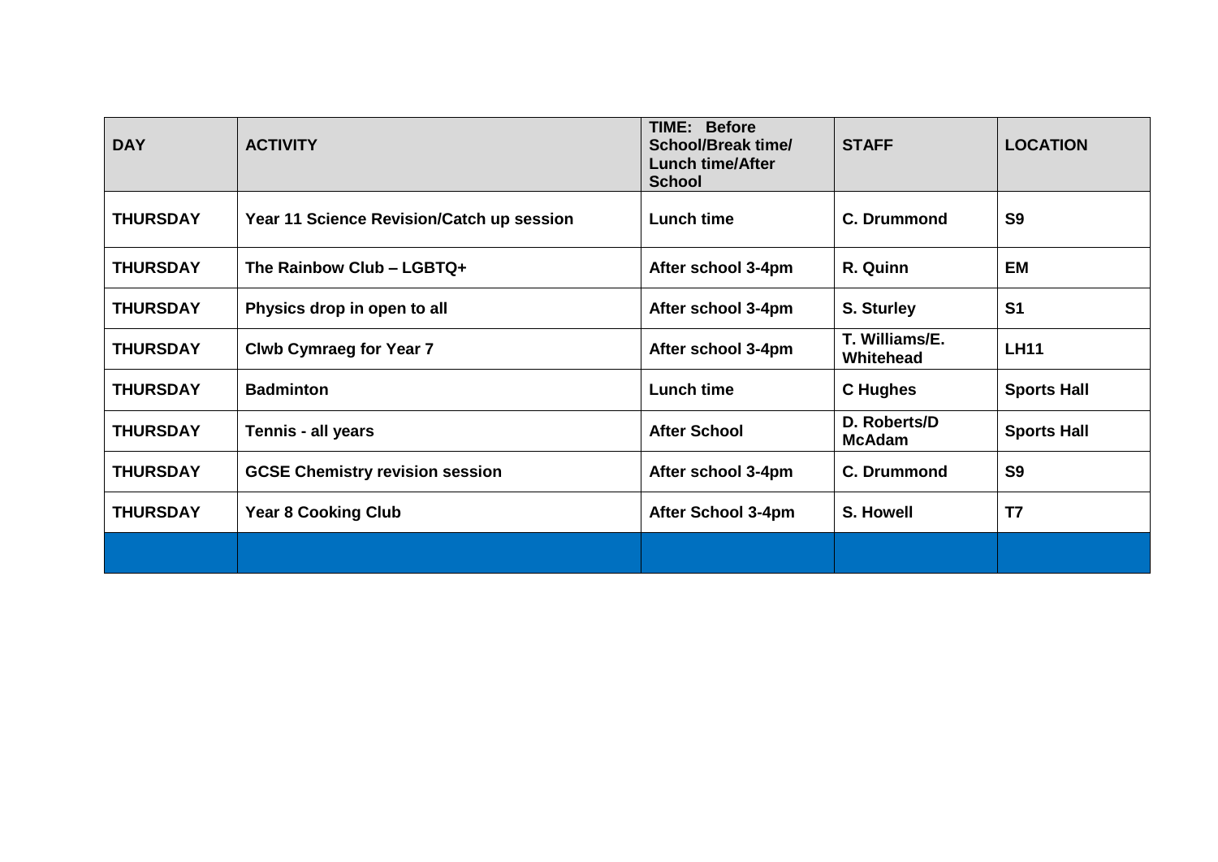| **DAY** | **ACTIVITY** | **TIME: Before School/Break time/ Lunch time/After School** | **STAFF** | **LOCATION** |
|---|---|---|---|---|
| **THURSDAY** | **Year 11 Science Revision/Catch up session** | **Lunch time** | **C. Drummond** | **S9** |
| **THURSDAY** | **The Rainbow Club – LGBTQ+** | **After school 3-4pm** | **R. Quinn** | **EM** |
| **THURSDAY** | **Physics drop in open to all** | **After school 3-4pm** | **S. Sturley** | **S1** |
| **THURSDAY** | **Clwb Cymraeg for Year 7** | **After school 3-4pm** | **T. Williams/E. Whitehead** | **LH11** |
| **THURSDAY** | **Badminton** | **Lunch time** | **C Hughes** | **Sports Hall** |
| **THURSDAY** | **Tennis - all years** | **After School** | **D. Roberts/D McAdam** | **Sports Hall** |
| **THURSDAY** | **GCSE Chemistry revision session** | **After school 3-4pm** | **C. Drummond** | **S9** |
| **THURSDAY** | **Year 8 Cooking Club** | **After School 3-4pm** | **S. Howell** | **T7** |
| | | | | |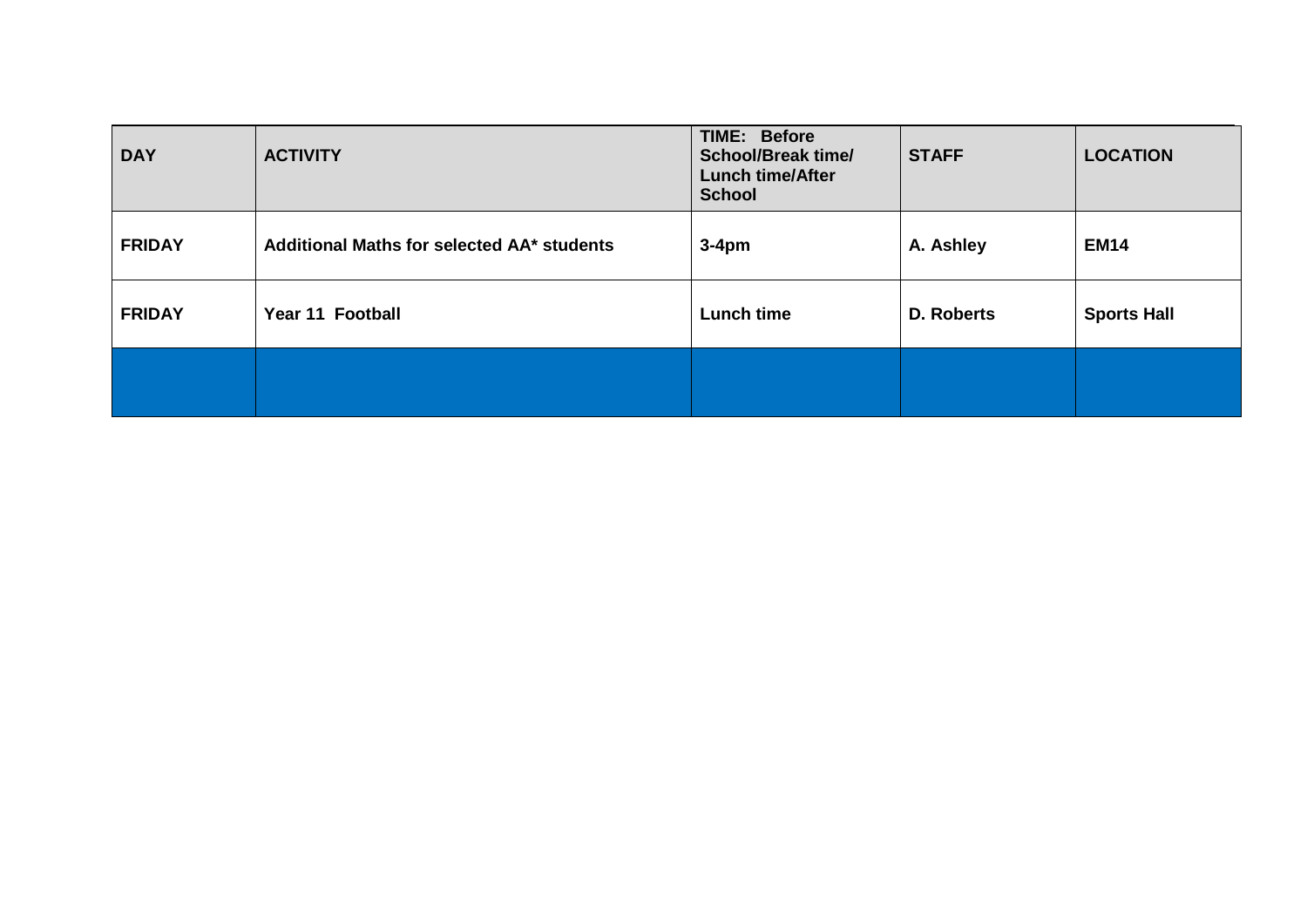| DAY | ACTIVITY | TIME: Before School/Break time/ Lunch time/After School | STAFF | LOCATION |
| --- | --- | --- | --- | --- |
| FRIDAY | Additional Maths for selected AA* students | 3-4pm | A. Ashley | EM14 |
| FRIDAY | Year 11 Football | Lunch time | D. Roberts | Sports Hall |
| | | | | |